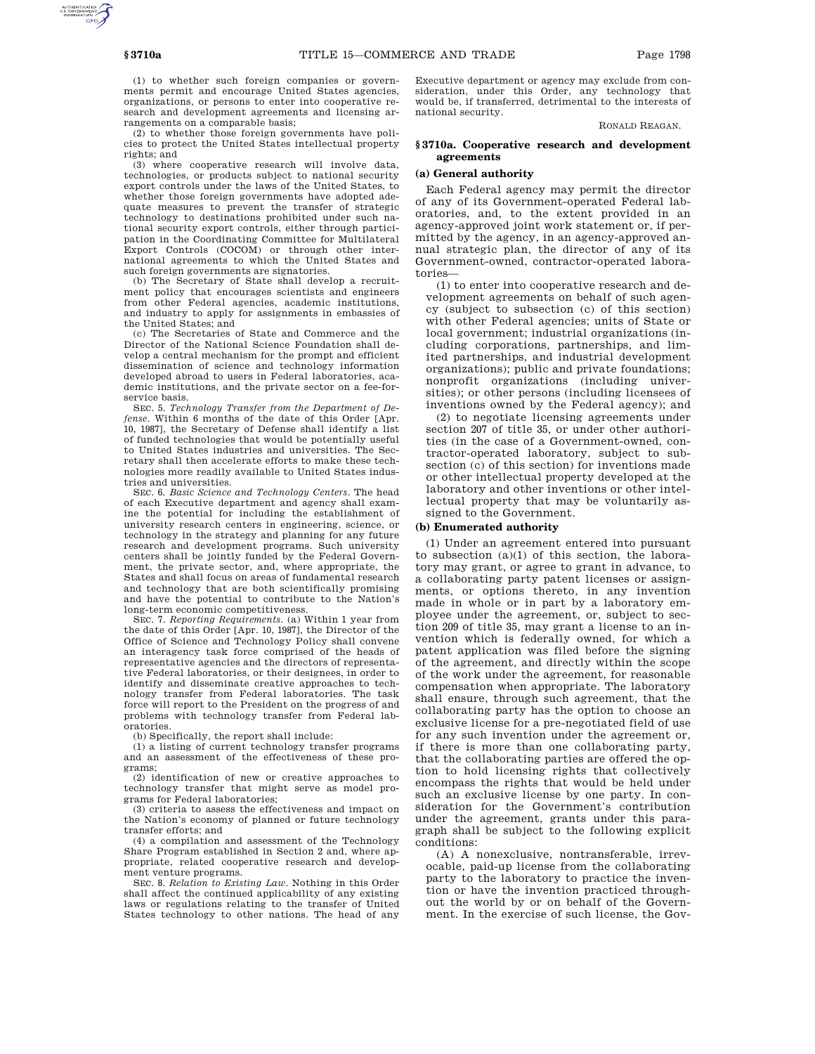(1) to whether such foreign companies or governments permit and encourage United States agencies, organizations, or persons to enter into cooperative research and development agreements and licensing arrangements on a comparable basis;

(2) to whether those foreign governments have policies to protect the United States intellectual property rights; and

(3) where cooperative research will involve data, technologies, or products subject to national security export controls under the laws of the United States, to whether those foreign governments have adopted adequate measures to prevent the transfer of strategic technology to destinations prohibited under such national security export controls, either through participation in the Coordinating Committee for Multilateral Export Controls (COCOM) or through other international agreements to which the United States and such foreign governments are signatories.

(b) The Secretary of State shall develop a recruitment policy that encourages scientists and engineers from other Federal agencies, academic institutions, and industry to apply for assignments in embassies of the United States; and

(c) The Secretaries of State and Commerce and the Director of the National Science Foundation shall develop a central mechanism for the prompt and efficient dissemination of science and technology information developed abroad to users in Federal laboratories, academic institutions, and the private sector on a fee-for-service basis.

SEC. 5. *Technology Transfer from the Department of Defense*. Within 6 months of the date of this Order [Apr. 10, 1987], the Secretary of Defense shall identify a list of funded technologies that would be potentially useful to United States industries and universities. The Secretary shall then accelerate efforts to make these technologies more readily available to United States industries and universities.

SEC. 6. *Basic Science and Technology Centers*. The head of each Executive department and agency shall examine the potential for including the establishment of university research centers in engineering, science, or technology in the strategy and planning for any future research and development programs. Such university centers shall be jointly funded by the Federal Government, the private sector, and, where appropriate, the States and shall focus on areas of fundamental research and technology that are both scientifically promising and have the potential to contribute to the Nation's long-term economic competitiveness.

SEC. 7. *Reporting Requirements*. (a) Within 1 year from the date of this Order [Apr. 10, 1987], the Director of the Office of Science and Technology Policy shall convene an interagency task force comprised of the heads of representative agencies and the directors of representative Federal laboratories, or their designees, in order to identify and disseminate creative approaches to technology transfer from Federal laboratories. The task force will report to the President on the progress of and problems with technology transfer from Federal laboratories.

(b) Specifically, the report shall include:

(1) a listing of current technology transfer programs and an assessment of the effectiveness of these programs;

(2) identification of new or creative approaches to technology transfer that might serve as model programs for Federal laboratories;

(3) criteria to assess the effectiveness and impact on the Nation's economy of planned or future technology transfer efforts; and

(4) a compilation and assessment of the Technology Share Program established in Section 2 and, where appropriate, related cooperative research and development venture programs.

SEC. 8. *Relation to Existing Law*. Nothing in this Order shall affect the continued applicability of any existing laws or regulations relating to the transfer of United States technology to other nations. The head of any Executive department or agency may exclude from consideration, under this Order, any technology that would be, if transferred, detrimental to the interests of national security.

RONALD REAGAN.

## § 3710a. Cooperative research and development agreements

### (a) General authority

Each Federal agency may permit the director of any of its Government-operated Federal laboratories, and, to the extent provided in an agency-approved joint work statement or, if permitted by the agency, in an agency-approved annual strategic plan, the director of any of its Government-owned, contractor-operated laboratories—

(1) to enter into cooperative research and development agreements on behalf of such agency (subject to subsection (c) of this section) with other Federal agencies; units of State or local government; industrial organizations (including corporations, partnerships, and limited partnerships, and industrial development organizations); public and private foundations; nonprofit organizations (including universities); or other persons (including licensees of inventions owned by the Federal agency); and

(2) to negotiate licensing agreements under section 207 of title 35, or under other authorities (in the case of a Government-owned, contractor-operated laboratory, subject to subsection (c) of this section) for inventions made or other intellectual property developed at the laboratory and other inventions or other intellectual property that may be voluntarily assigned to the Government.

### (b) Enumerated authority

(1) Under an agreement entered into pursuant to subsection (a)(1) of this section, the laboratory may grant, or agree to grant in advance, to a collaborating party patent licenses or assignments, or options thereto, in any invention made in whole or in part by a laboratory employee under the agreement, or, subject to section 209 of title 35, may grant a license to an invention which is federally owned, for which a patent application was filed before the signing of the agreement, and directly within the scope of the work under the agreement, for reasonable compensation when appropriate. The laboratory shall ensure, through such agreement, that the collaborating party has the option to choose an exclusive license for a pre-negotiated field of use for any such invention under the agreement or, if there is more than one collaborating party, that the collaborating parties are offered the option to hold licensing rights that collectively encompass the rights that would be held under such an exclusive license by one party. In consideration for the Government's contribution under the agreement, grants under this paragraph shall be subject to the following explicit conditions:

(A) A nonexclusive, nontransferable, irrevocable, paid-up license from the collaborating party to the laboratory to practice the invention or have the invention practiced throughout the world by or on behalf of the Government. In the exercise of such license, the Gov-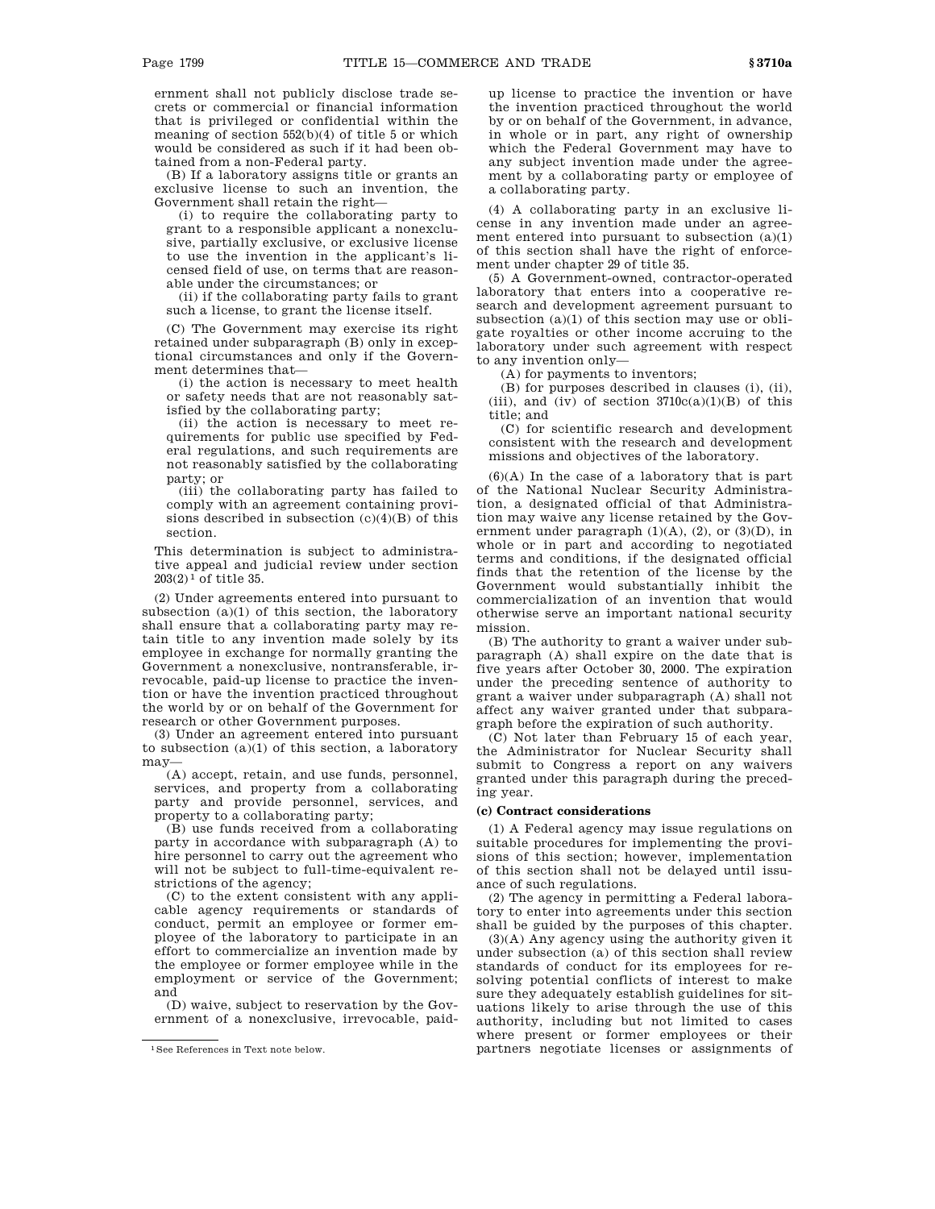ernment shall not publicly disclose trade secrets or commercial or financial information that is privileged or confidential within the meaning of section 552(b)(4) of title 5 or which would be considered as such if it had been obtained from a non-Federal party.

(B) If a laboratory assigns title or grants an exclusive license to such an invention, the Government shall retain the right—

(i) to require the collaborating party to grant to a responsible applicant a nonexclusive, partially exclusive, or exclusive license to use the invention in the applicant's licensed field of use, on terms that are reasonable under the circumstances; or

(ii) if the collaborating party fails to grant such a license, to grant the license itself.

(C) The Government may exercise its right retained under subparagraph (B) only in exceptional circumstances and only if the Government determines that—

(i) the action is necessary to meet health or safety needs that are not reasonably satisfied by the collaborating party;

(ii) the action is necessary to meet requirements for public use specified by Federal regulations, and such requirements are not reasonably satisfied by the collaborating party; or

(iii) the collaborating party has failed to comply with an agreement containing provisions described in subsection (c)(4)(B) of this section.

This determination is subject to administrative appeal and judicial review under section 203(2)[1] of title 35.

(2) Under agreements entered into pursuant to subsection (a)(1) of this section, the laboratory shall ensure that a collaborating party may retain title to any invention made solely by its employee in exchange for normally granting the Government a nonexclusive, nontransferable, irrevocable, paid-up license to practice the invention or have the invention practiced throughout the world by or on behalf of the Government for research or other Government purposes.

(3) Under an agreement entered into pursuant to subsection (a)(1) of this section, a laboratory may—

(A) accept, retain, and use funds, personnel, services, and property from a collaborating party and provide personnel, services, and property to a collaborating party;

(B) use funds received from a collaborating party in accordance with subparagraph (A) to hire personnel to carry out the agreement who will not be subject to full-time-equivalent restrictions of the agency;

(C) to the extent consistent with any applicable agency requirements or standards of conduct, permit an employee or former employee of the laboratory to participate in an effort to commercialize an invention made by the employee or former employee while in the employment or service of the Government; and

(D) waive, subject to reservation by the Government of a nonexclusive, irrevocable, paid-up license to practice the invention or have the invention practiced throughout the world by or on behalf of the Government, in advance, in whole or in part, any right of ownership which the Federal Government may have to any subject invention made under the agreement by a collaborating party or employee of a collaborating party.

(4) A collaborating party in an exclusive license in any invention made under an agreement entered into pursuant to subsection (a)(1) of this section shall have the right of enforcement under chapter 29 of title 35.

(5) A Government-owned, contractor-operated laboratory that enters into a cooperative research and development agreement pursuant to subsection (a)(1) of this section may use or obligate royalties or other income accruing to the laboratory under such agreement with respect to any invention only—

(A) for payments to inventors;

(B) for purposes described in clauses (i), (ii), (iii), and (iv) of section 3710c(a)(1)(B) of this title; and

(C) for scientific research and development consistent with the research and development missions and objectives of the laboratory.

(6)(A) In the case of a laboratory that is part of the National Nuclear Security Administration, a designated official of that Administration may waive any license retained by the Government under paragraph (1)(A), (2), or (3)(D), in whole or in part and according to negotiated terms and conditions, if the designated official finds that the retention of the license by the Government would substantially inhibit the commercialization of an invention that would otherwise serve an important national security mission.

(B) The authority to grant a waiver under subparagraph (A) shall expire on the date that is five years after October 30, 2000. The expiration under the preceding sentence of authority to grant a waiver under subparagraph (A) shall not affect any waiver granted under that subparagraph before the expiration of such authority.

(C) Not later than February 15 of each year, the Administrator for Nuclear Security shall submit to Congress a report on any waivers granted under this paragraph during the preceding year.

**(c) Contract considerations**

(1) A Federal agency may issue regulations on suitable procedures for implementing the provisions of this section; however, implementation of this section shall not be delayed until issuance of such regulations.

(2) The agency in permitting a Federal laboratory to enter into agreements under this section shall be guided by the purposes of this chapter.

(3)(A) Any agency using the authority given it under subsection (a) of this section shall review standards of conduct for its employees for resolving potential conflicts of interest to make sure they adequately establish guidelines for situations likely to arise through the use of this authority, including but not limited to cases where present or former employees or their partners negotiate licenses or assignments of

[1] See References in Text note below.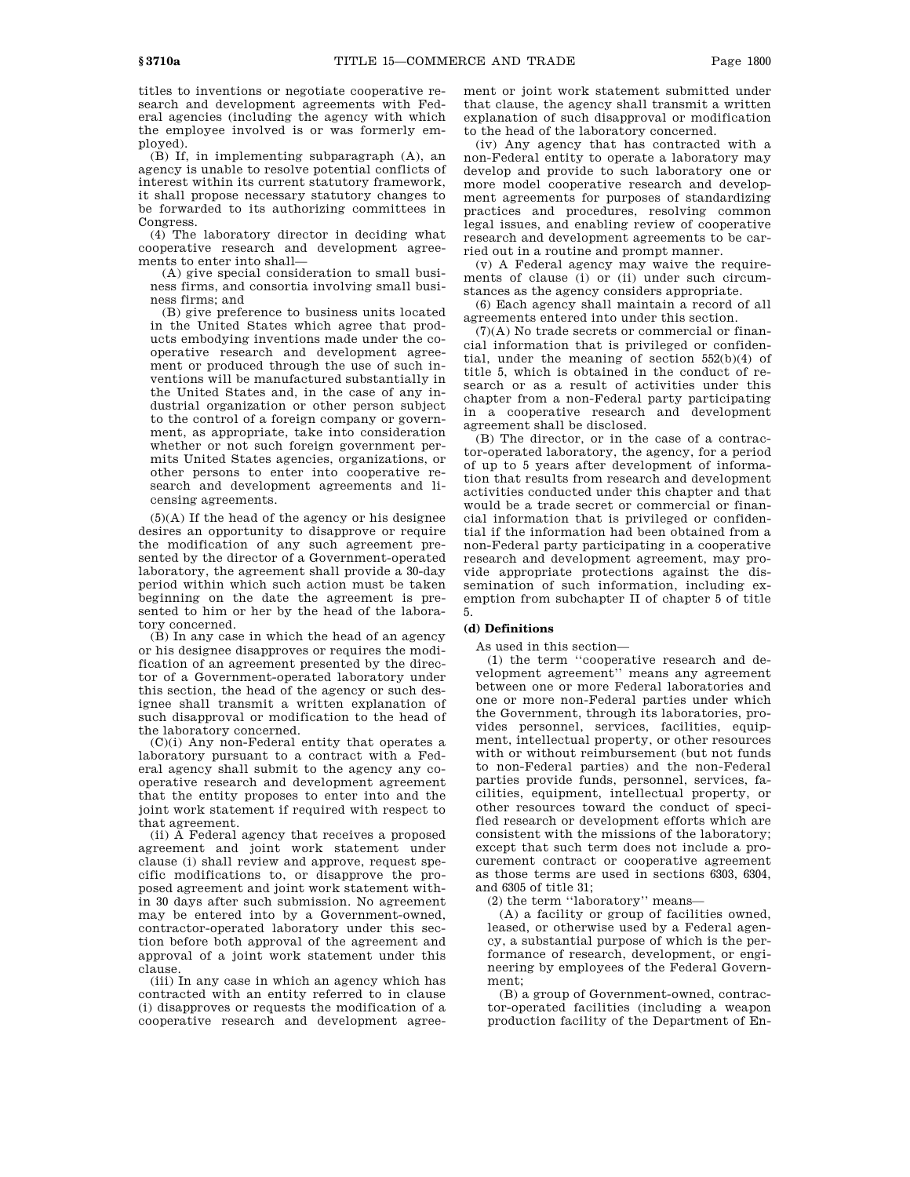titles to inventions or negotiate cooperative research and development agreements with Federal agencies (including the agency with which the employee involved is or was formerly employed).

(B) If, in implementing subparagraph (A), an agency is unable to resolve potential conflicts of interest within its current statutory framework, it shall propose necessary statutory changes to be forwarded to its authorizing committees in Congress.

(4) The laboratory director in deciding what cooperative research and development agreements to enter into shall—

(A) give special consideration to small business firms, and consortia involving small business firms; and

(B) give preference to business units located in the United States which agree that products embodying inventions made under the cooperative research and development agreement or produced through the use of such inventions will be manufactured substantially in the United States and, in the case of any industrial organization or other person subject to the control of a foreign company or government, as appropriate, take into consideration whether or not such foreign government permits United States agencies, organizations, or other persons to enter into cooperative research and development agreements and licensing agreements.

(5)(A) If the head of the agency or his designee desires an opportunity to disapprove or require the modification of any such agreement presented by the director of a Government-operated laboratory, the agreement shall provide a 30-day period within which such action must be taken beginning on the date the agreement is presented to him or her by the head of the laboratory concerned.

(B) In any case in which the head of an agency or his designee disapproves or requires the modification of an agreement presented by the director of a Government-operated laboratory under this section, the head of the agency or such designee shall transmit a written explanation of such disapproval or modification to the head of the laboratory concerned.

(C)(i) Any non-Federal entity that operates a laboratory pursuant to a contract with a Federal agency shall submit to the agency any cooperative research and development agreement that the entity proposes to enter into and the joint work statement if required with respect to that agreement.

(ii) A Federal agency that receives a proposed agreement and joint work statement under clause (i) shall review and approve, request specific modifications to, or disapprove the proposed agreement and joint work statement within 30 days after such submission. No agreement may be entered into by a Government-owned, contractor-operated laboratory under this section before both approval of the agreement and approval of a joint work statement under this clause.

(iii) In any case in which an agency which has contracted with an entity referred to in clause (i) disapproves or requests the modification of a cooperative research and development agreement or joint work statement submitted under that clause, the agency shall transmit a written explanation of such disapproval or modification to the head of the laboratory concerned.

(iv) Any agency that has contracted with a non-Federal entity to operate a laboratory may develop and provide to such laboratory one or more model cooperative research and development agreements for purposes of standardizing practices and procedures, resolving common legal issues, and enabling review of cooperative research and development agreements to be carried out in a routine and prompt manner.

(v) A Federal agency may waive the requirements of clause (i) or (ii) under such circumstances as the agency considers appropriate.

(6) Each agency shall maintain a record of all agreements entered into under this section.

(7)(A) No trade secrets or commercial or financial information that is privileged or confidential, under the meaning of section 552(b)(4) of title 5, which is obtained in the conduct of research or as a result of activities under this chapter from a non-Federal party participating in a cooperative research and development agreement shall be disclosed.

(B) The director, or in the case of a contractor-operated laboratory, the agency, for a period of up to 5 years after development of information that results from research and development activities conducted under this chapter and that would be a trade secret or commercial or financial information that is privileged or confidential if the information had been obtained from a non-Federal party participating in a cooperative research and development agreement, may provide appropriate protections against the dissemination of such information, including exemption from subchapter II of chapter 5 of title 5.

**(d) Definitions**

As used in this section—

(1) the term ''cooperative research and development agreement'' means any agreement between one or more Federal laboratories and one or more non-Federal parties under which the Government, through its laboratories, provides personnel, services, facilities, equipment, intellectual property, or other resources with or without reimbursement (but not funds to non-Federal parties) and the non-Federal parties provide funds, personnel, services, facilities, equipment, intellectual property, or other resources toward the conduct of specified research or development efforts which are consistent with the missions of the laboratory; except that such term does not include a procurement contract or cooperative agreement as those terms are used in sections 6303, 6304, and 6305 of title 31;

(2) the term ''laboratory'' means—

(A) a facility or group of facilities owned, leased, or otherwise used by a Federal agency, a substantial purpose of which is the performance of research, development, or engineering by employees of the Federal Government;

(B) a group of Government-owned, contractor-operated facilities (including a weapon production facility of the Department of En-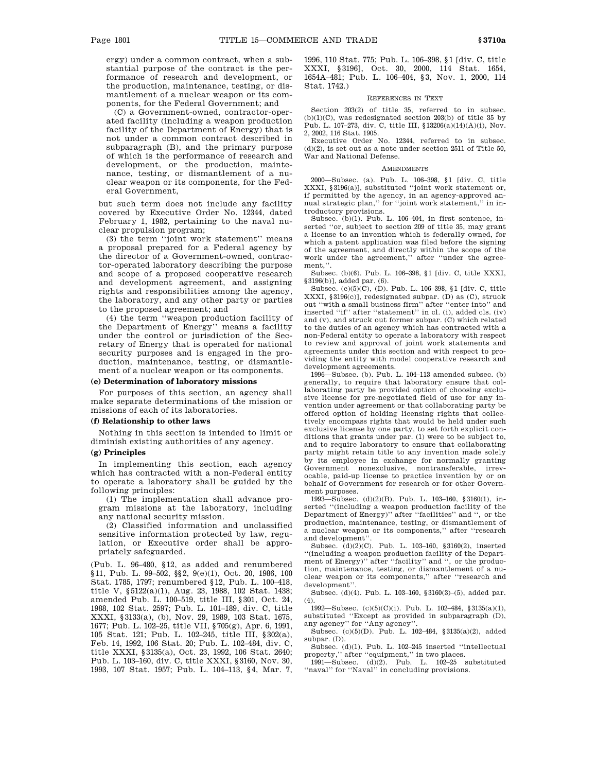ergy) under a common contract, when a substantial purpose of the contract is the performance of research and development, or the production, maintenance, testing, or dismantlement of a nuclear weapon or its components, for the Federal Government; and

(C) a Government-owned, contractor-operated facility (including a weapon production facility of the Department of Energy) that is not under a common contract described in subparagraph (B), and the primary purpose of which is the performance of research and development, or the production, maintenance, testing, or dismantlement of a nuclear weapon or its components, for the Federal Government,

but such term does not include any facility covered by Executive Order No. 12344, dated February 1, 1982, pertaining to the naval nuclear propulsion program;

(3) the term "joint work statement" means a proposal prepared for a Federal agency by the director of a Government-owned, contractor-operated laboratory describing the purpose and scope of a proposed cooperative research and development agreement, and assigning rights and responsibilities among the agency, the laboratory, and any other party or parties to the proposed agreement; and

(4) the term "weapon production facility of the Department of Energy" means a facility under the control or jurisdiction of the Secretary of Energy that is operated for national security purposes and is engaged in the production, maintenance, testing, or dismantlement of a nuclear weapon or its components.

**(e) Determination of laboratory missions**

For purposes of this section, an agency shall make separate determinations of the mission or missions of each of its laboratories.

**(f) Relationship to other laws**

Nothing in this section is intended to limit or diminish existing authorities of any agency.

**(g) Principles**

In implementing this section, each agency which has contracted with a non-Federal entity to operate a laboratory shall be guided by the following principles:

(1) The implementation shall advance program missions at the laboratory, including any national security mission.

(2) Classified information and unclassified sensitive information protected by law, regulation, or Executive order shall be appropriately safeguarded.

(Pub. L. 96–480, §12, as added and renumbered §11, Pub. L. 99–502, §§2, 9(e)(1), Oct. 20, 1986, 100 Stat. 1785, 1797; renumbered §12, Pub. L. 100–418, title V, §5122(a)(1), Aug. 23, 1988, 102 Stat. 1438; amended Pub. L. 100–519, title III, §301, Oct. 24, 1988, 102 Stat. 2597; Pub. L. 101–189, div. C, title XXXI, §3133(a), (b), Nov. 29, 1989, 103 Stat. 1675, 1677; Pub. L. 102–25, title VII, §705(g), Apr. 6, 1991, 105 Stat. 121; Pub. L. 102–245, title III, §302(a), Feb. 14, 1992, 106 Stat. 20; Pub. L. 102–484, div. C, title XXXI, §3135(a), Oct. 23, 1992, 106 Stat. 2640; Pub. L. 103–160, div. C, title XXXI, §3160, Nov. 30, 1993, 107 Stat. 1957; Pub. L. 104–113, §4, Mar. 7, 1996, 110 Stat. 775; Pub. L. 106–398, §1 [div. C, title XXXI, §3196], Oct. 30, 2000, 114 Stat. 1654, 1654A–481; Pub. L. 106–404, §3, Nov. 1, 2000, 114 Stat. 1742.)

REFERENCES IN TEXT

Section 203(2) of title 35, referred to in subsec. (b)(1)(C), was redesignated section 203(b) of title 35 by Pub. L. 107–273, div. C, title III, §13206(a)(14)(A)(i), Nov. 2, 2002, 116 Stat. 1905.

Executive Order No. 12344, referred to in subsec. (d)(2), is set out as a note under section 2511 of Title 50, War and National Defense.

AMENDMENTS

2000—Subsec. (a). Pub. L. 106–398, §1 [div. C, title XXXI, §3196(a)], substituted "joint work statement or, if permitted by the agency, in an agency-approved annual strategic plan," for "joint work statement," in introductory provisions.

Subsec. (b)(1). Pub. L. 106–404, in first sentence, inserted "or, subject to section 209 of title 35, may grant a license to an invention which is federally owned, for which a patent application was filed before the signing of the agreement, and directly within the scope of the work under the agreement," after "under the agreement,".

Subsec. (b)(6). Pub. L. 106–398, §1 [div. C, title XXXI, §3196(b)], added par. (6).

Subsec. (c)(5)(C), (D). Pub. L. 106–398, §1 [div. C, title XXXI, §3196(c)], redesignated subpar. (D) as (C), struck out "with a small business firm" after "enter into" and inserted "if" after "statement" in cl. (i), added cls. (iv) and (v), and struck out former subpar. (C) which related to the duties of an agency which has contracted with a non-Federal entity to operate a laboratory with respect to review and approval of joint work statements and agreements under this section and with respect to providing the entity with model cooperative research and development agreements.

1996—Subsec. (b). Pub. L. 104–113 amended subsec. (b) generally, to require that laboratory ensure that collaborating party be provided option of choosing exclusive license for pre-negotiated field of use for any invention under agreement or that collaborating party be offered option of holding licensing rights that collectively encompass rights that would be held under such exclusive license by one party, to set forth explicit conditions that grants under par. (1) were to be subject to, and to require laboratory to ensure that collaborating party might retain title to any invention made solely by its employee in exchange for normally granting Government nonexclusive, nontransferable, irrevocable, paid-up license to practice invention by or on behalf of Government for research or for other Government purposes.

1993—Subsec. (d)(2)(B). Pub. L. 103–160, §3160(1), inserted "(including a weapon production facility of the Department of Energy)" after "facilities" and ", or the production, maintenance, testing, or dismantlement of a nuclear weapon or its components," after "research and development".

Subsec. (d)(2)(C). Pub. L. 103–160, §3160(2), inserted "(including a weapon production facility of the Department of Energy)" after "facility" and ", or the production, maintenance, testing, or dismantlement of a nuclear weapon or its components," after "research and development".

Subsec. (d)(4). Pub. L. 103–160, §3160(3)–(5), added par. (4).

1992—Subsec. (c)(5)(C)(i). Pub. L. 102–484, §3135(a)(1), substituted "Except as provided in subparagraph (D), any agency" for "Any agency".

Subsec. (c)(5)(D). Pub. L. 102–484, §3135(a)(2), added subpar. (D).

Subsec. (d)(1). Pub. L. 102–245 inserted "intellectual property," after "equipment," in two places.

1991—Subsec. (d)(2). Pub. L. 102–25 substituted "naval" for "Naval" in concluding provisions.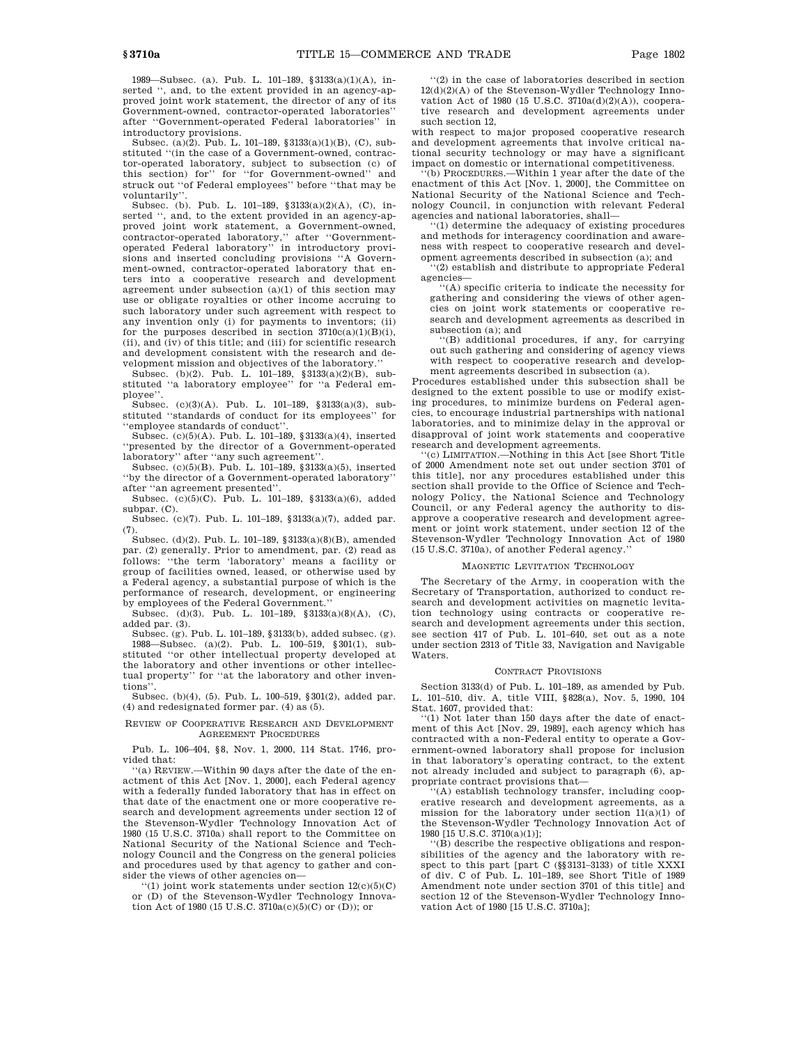1989—Subsec. (a). Pub. L. 101–189, §3133(a)(1)(A), inserted ", and, to the extent provided in an agency-approved joint work statement, the director of any of its Government-owned, contractor-operated laboratories" after "Government-operated Federal laboratories" in introductory provisions.

Subsec. (a)(2). Pub. L. 101–189, §3133(a)(1)(B), (C), substituted "(in the case of a Government-owned, contractor-operated laboratory, subject to subsection (c) of this section) for" for "for Government-owned" and struck out "of Federal employees" before "that may be voluntarily".

Subsec. (b). Pub. L. 101–189, §3133(a)(2)(A), (C), inserted ", and, to the extent provided in an agency-approved joint work statement, a Government-owned, contractor-operated laboratory," after "Government-operated Federal laboratory" in introductory provisions and inserted concluding provisions "A Government-owned, contractor-operated laboratory that enters into a cooperative research and development agreement under subsection (a)(1) of this section may use or obligate royalties or other income accruing to such laboratory under such agreement with respect to any invention only (i) for payments to inventors; (ii) for the purposes described in section 3710c(a)(1)(B)(i), (ii), and (iv) of this title; and (iii) for scientific research and development consistent with the research and development mission and objectives of the laboratory."

Subsec. (b)(2). Pub. L. 101–189, §3133(a)(2)(B), substituted "a laboratory employee" for "a Federal employee".

Subsec. (c)(3)(A). Pub. L. 101–189, §3133(a)(3), substituted "standards of conduct for its employees" for "employee standards of conduct".

Subsec. (c)(5)(A). Pub. L. 101–189, §3133(a)(4), inserted "presented by the director of a Government-operated laboratory" after "any such agreement".

Subsec. (c)(5)(B). Pub. L. 101–189, §3133(a)(5), inserted "by the director of a Government-operated laboratory" after "an agreement presented".

Subsec. (c)(5)(C). Pub. L. 101–189, §3133(a)(6), added subpar. (C).

Subsec. (c)(7). Pub. L. 101–189, §3133(a)(7), added par. (7).

Subsec. (d)(2). Pub. L. 101–189, §3133(a)(8)(B), amended par. (2) generally. Prior to amendment, par. (2) read as follows: "the term 'laboratory' means a facility or group of facilities owned, leased, or otherwise used by a Federal agency, a substantial purpose of which is the performance of research, development, or engineering by employees of the Federal Government."

Subsec. (d)(3). Pub. L. 101–189, §3133(a)(8)(A), (C), added par. (3).

Subsec. (g). Pub. L. 101–189, §3133(b), added subsec. (g).

1988—Subsec. (a)(2). Pub. L. 100–519, §301(1), substituted "or other intellectual property developed at the laboratory and other inventions or other intellectual property" for "at the laboratory and other inventions".

Subsec. (b)(4), (5). Pub. L. 100–519, §301(2), added par. (4) and redesignated former par. (4) as (5).

## Review of Cooperative Research and Development Agreement Procedures

Pub. L. 106–404, §8, Nov. 1, 2000, 114 Stat. 1746, provided that:

"(a) Review.—Within 90 days after the date of the enactment of this Act [Nov. 1, 2000], each Federal agency with a federally funded laboratory that has in effect on that date of the enactment one or more cooperative research and development agreements under section 12 of the Stevenson-Wydler Technology Innovation Act of 1980 (15 U.S.C. 3710a) shall report to the Committee on National Security of the National Science and Technology Council and the Congress on the general policies and procedures used by that agency to gather and consider the views of other agencies on—

"(1) joint work statements under section 12(c)(5)(C) or (D) of the Stevenson-Wydler Technology Innovation Act of 1980 (15 U.S.C. 3710a(c)(5)(C) or (D)); or

"(2) in the case of laboratories described in section 12(d)(2)(A) of the Stevenson-Wydler Technology Innovation Act of 1980 (15 U.S.C. 3710a(d)(2)(A)), cooperative research and development agreements under such section 12,

with respect to major proposed cooperative research and development agreements that involve critical national security technology or may have a significant impact on domestic or international competitiveness.

"(b) Procedures.—Within 1 year after the date of the enactment of this Act [Nov. 1, 2000], the Committee on National Security of the National Science and Technology Council, in conjunction with relevant Federal agencies and national laboratories, shall—

"(1) determine the adequacy of existing procedures and methods for interagency coordination and awareness with respect to cooperative research and development agreements described in subsection (a); and

"(2) establish and distribute to appropriate Federal agencies—

"(A) specific criteria to indicate the necessity for gathering and considering the views of other agencies on joint work statements or cooperative research and development agreements as described in subsection (a); and

"(B) additional procedures, if any, for carrying out such gathering and considering of agency views with respect to cooperative research and development agreements described in subsection (a).

Procedures established under this subsection shall be designed to the extent possible to use or modify existing procedures, to minimize burdens on Federal agencies, to encourage industrial partnerships with national laboratories, and to minimize delay in the approval or disapproval of joint work statements and cooperative research and development agreements.

"(c) Limitation.—Nothing in this Act [see Short Title of 2000 Amendment note set out under section 3701 of this title], nor any procedures established under this section shall provide to the Office of Science and Technology Policy, the National Science and Technology Council, or any Federal agency the authority to disapprove a cooperative research and development agreement or joint work statement, under section 12 of the Stevenson-Wydler Technology Innovation Act of 1980 (15 U.S.C. 3710a), of another Federal agency."

## Magnetic Levitation Technology

The Secretary of the Army, in cooperation with the Secretary of Transportation, authorized to conduct research and development activities on magnetic levitation technology using contracts or cooperative research and development agreements under this section, see section 417 of Pub. L. 101–640, set out as a note under section 2313 of Title 33, Navigation and Navigable Waters.

## Contract Provisions

Section 3133(d) of Pub. L. 101–189, as amended by Pub. L. 101–510, div. A, title VIII, §828(a), Nov. 5, 1990, 104 Stat. 1607, provided that:

"(1) Not later than 150 days after the date of enactment of this Act [Nov. 29, 1989], each agency which has contracted with a non-Federal entity to operate a Government-owned laboratory shall propose for inclusion in that laboratory's operating contract, to the extent not already included and subject to paragraph (6), appropriate contract provisions that—

"(A) establish technology transfer, including cooperative research and development agreements, as a mission for the laboratory under section 11(a)(1) of the Stevenson-Wydler Technology Innovation Act of 1980 [15 U.S.C. 3710(a)(1)];

"(B) describe the respective obligations and responsibilities of the agency and the laboratory with respect to this part [part C (§§3131–3133) of title XXXI of div. C of Pub. L. 101–189, see Short Title of 1989 Amendment note under section 3701 of this title] and section 12 of the Stevenson-Wydler Technology Innovation Act of 1980 [15 U.S.C. 3710a];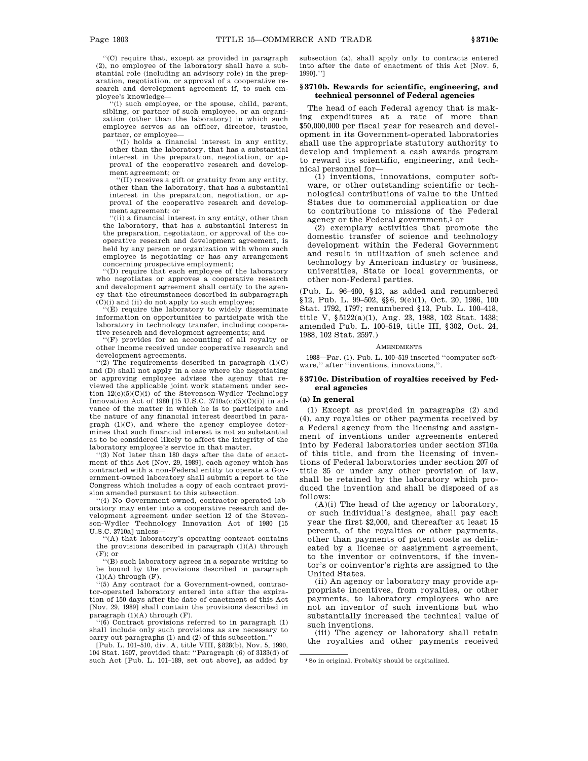''(C) require that, except as provided in paragraph (2), no employee of the laboratory shall have a substantial role (including an advisory role) in the preparation, negotiation, or approval of a cooperative research and development agreement if, to such employee's knowledge—

''(i) such employee, or the spouse, child, parent, sibling, or partner of such employee, or an organization (other than the laboratory) in which such employee serves as an officer, director, trustee, partner, or employee—

''(I) holds a financial interest in any entity, other than the laboratory, that has a substantial interest in the preparation, negotiation, or approval of the cooperative research and development agreement; or

''(II) receives a gift or gratuity from any entity, other than the laboratory, that has a substantial interest in the preparation, negotiation, or approval of the cooperative research and development agreement; or

''(ii) a financial interest in any entity, other than the laboratory, that has a substantial interest in the preparation, negotiation, or approval of the cooperative research and development agreement, is held by any person or organization with whom such employee is negotiating or has any arrangement concerning prospective employment;

''(D) require that each employee of the laboratory who negotiates or approves a cooperative research and development agreement shall certify to the agency that the circumstances described in subparagraph (C)(i) and (ii) do not apply to such employee;

''(E) require the laboratory to widely disseminate information on opportunities to participate with the laboratory in technology transfer, including cooperative research and development agreements; and

''(F) provides for an accounting of all royalty or other income received under cooperative research and development agreements.

''(2) The requirements described in paragraph (1)(C) and (D) shall not apply in a case where the negotiating or approving employee advises the agency that reviewed the applicable joint work statement under section 12(c)(5)(C)(i) of the Stevenson-Wydler Technology Innovation Act of 1980 [15 U.S.C. 3710a(c)(5)(C)(i)] in advance of the matter in which he is to participate and the nature of any financial interest described in paragraph (1)(C), and where the agency employee determines that such financial interest is not so substantial as to be considered likely to affect the integrity of the laboratory employee's service in that matter.

''(3) Not later than 180 days after the date of enactment of this Act [Nov. 29, 1989], each agency which has contracted with a non-Federal entity to operate a Government-owned laboratory shall submit a report to the Congress which includes a copy of each contract provision amended pursuant to this subsection.

''(4) No Government-owned, contractor-operated laboratory may enter into a cooperative research and development agreement under section 12 of the Stevenson-Wydler Technology Innovation Act of 1980 [15 U.S.C. 3710a] unless—

''(A) that laboratory's operating contract contains the provisions described in paragraph (1)(A) through (F); or

''(B) such laboratory agrees in a separate writing to be bound by the provisions described in paragraph (1)(A) through (F).

''(5) Any contract for a Government-owned, contractor-operated laboratory entered into after the expiration of 150 days after the date of enactment of this Act [Nov. 29, 1989] shall contain the provisions described in paragraph (1)(A) through (F).

''(6) Contract provisions referred to in paragraph (1) shall include only such provisions as are necessary to carry out paragraphs (1) and (2) of this subsection.''

[Pub. L. 101–510, div. A, title VIII, §828(b), Nov. 5, 1990, 104 Stat. 1607, provided that: ''Paragraph (6) of 3133(d) of such Act [Pub. L. 101–189, set out above], as added by subsection (a), shall apply only to contracts entered into after the date of enactment of this Act [Nov. 5, 1990].'']

## §3710b. Rewards for scientific, engineering, and technical personnel of Federal agencies

The head of each Federal agency that is making expenditures at a rate of more than $50,000,000 per fiscal year for research and development in its Government-operated laboratories shall use the appropriate statutory authority to develop and implement a cash awards program to reward its scientific, engineering, and technical personnel for—

(1) inventions, innovations, computer software, or other outstanding scientific or technological contributions of value to the United States due to commercial application or due to contributions to missions of the Federal agency or the Federal government,[1] or

(2) exemplary activities that promote the domestic transfer of science and technology development within the Federal Government and result in utilization of such science and technology by American industry or business, universities, State or local governments, or other non-Federal parties.

(Pub. L. 96–480, §13, as added and renumbered §12, Pub. L. 99–502, §§6, 9(e)(1), Oct. 20, 1986, 100 Stat. 1792, 1797; renumbered §13, Pub. L. 100–418, title V, §5122(a)(1), Aug. 23, 1988, 102 Stat. 1438; amended Pub. L. 100–519, title III, §302, Oct. 24, 1988, 102 Stat. 2597.)

AMENDMENTS

1988—Par. (1). Pub. L. 100–519 inserted ''computer software,'' after ''inventions, innovations,''.

## §3710c. Distribution of royalties received by Federal agencies

### (a) In general

(1) Except as provided in paragraphs (2) and (4), any royalties or other payments received by a Federal agency from the licensing and assignment of inventions under agreements entered into by Federal laboratories under section 3710a of this title, and from the licensing of inventions of Federal laboratories under section 207 of title 35 or under any other provision of law, shall be retained by the laboratory which produced the invention and shall be disposed of as follows:

(A)(i) The head of the agency or laboratory, or such individual's designee, shall pay each year the first $2,000, and thereafter at least 15 percent, of the royalties or other payments, other than payments of patent costs as delineated by a license or assignment agreement, to the inventor or coinventors, if the inventor's or coinventor's rights are assigned to the United States.

(ii) An agency or laboratory may provide appropriate incentives, from royalties, or other payments, to laboratory employees who are not an inventor of such inventions but who substantially increased the technical value of such inventions.

(iii) The agency or laboratory shall retain the royalties and other payments received

[1] So in original. Probably should be capitalized.